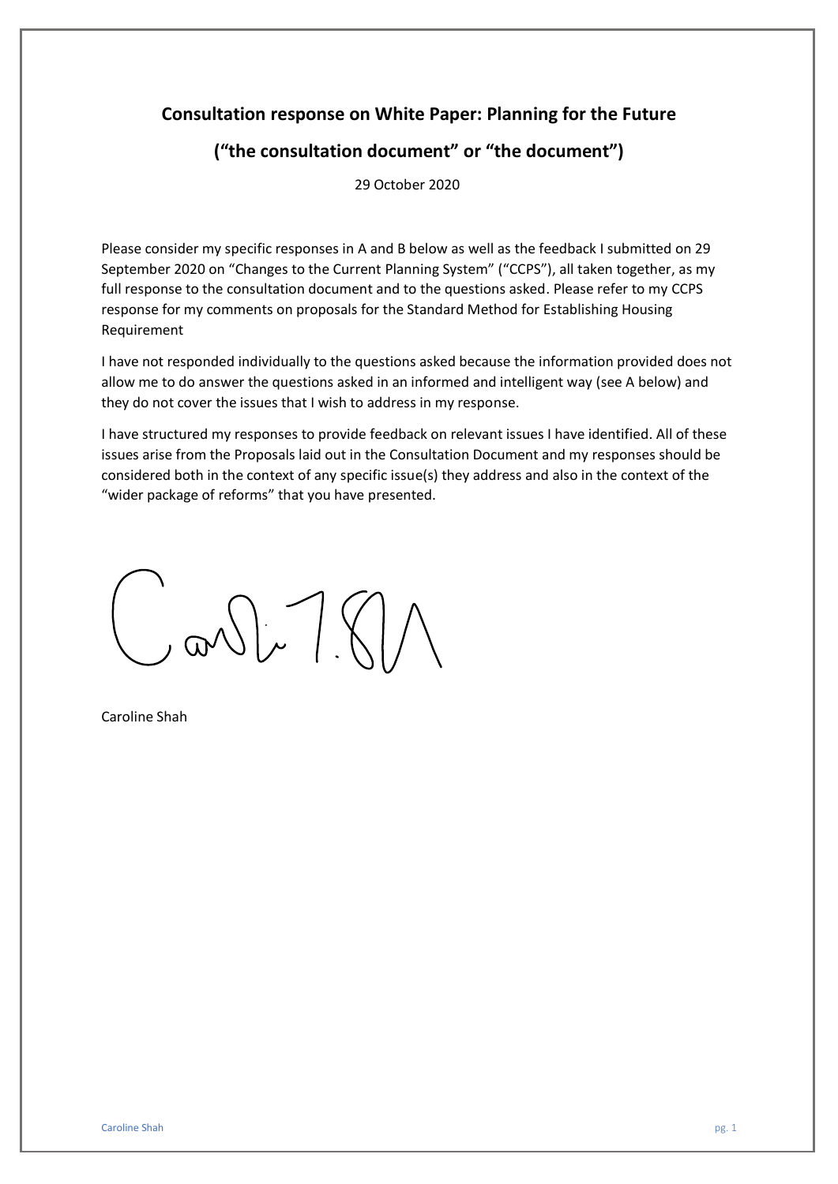# Consultation response on White Paper: Planning for the Future

# ("the consultation document" or "the document")

29 October 2020

Please consider my specific responses in A and B below as well as the feedback I submitted on 29 September 2020 on "Changes to the Current Planning System" ("CCPS"), all taken together, as my full response to the consultation document and to the questions asked. Please refer to my CCPS response for my comments on proposals for the Standard Method for Establishing Housing Requirement

I have not responded individually to the questions asked because the information provided does not allow me to do answer the questions asked in an informed and intelligent way (see A below) and they do not cover the issues that I wish to address in my response.

I have structured my responses to provide feedback on relevant issues I have identified. All of these issues arise from the Proposals laid out in the Consultation Document and my responses should be considered both in the context of any specific issue(s) they address and also in the context of the "wider package of reforms" that you have presented.

Caroline Shah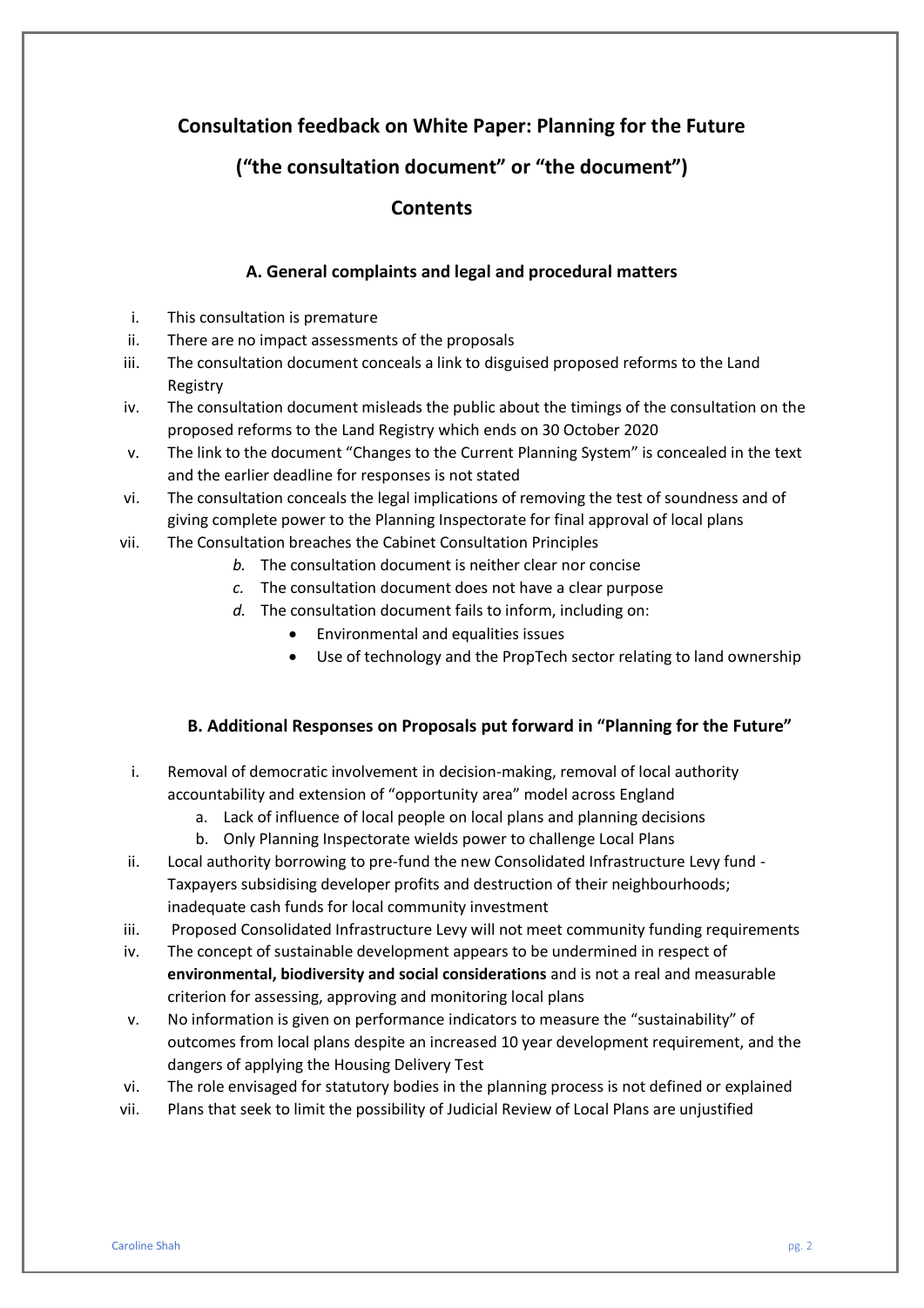# Consultation feedback on White Paper: Planning for the Future

# ("the consultation document" or "the document")

## Contents

### A. General complaints and legal and procedural matters

- i. This consultation is premature
- ii. There are no impact assessments of the proposals
- iii. The consultation document conceals a link to disguised proposed reforms to the Land Registry
- iv. The consultation document misleads the public about the timings of the consultation on the proposed reforms to the Land Registry which ends on 30 October 2020
- v. The link to the document "Changes to the Current Planning System" is concealed in the text and the earlier deadline for responses is not stated
- vi. The consultation conceals the legal implications of removing the test of soundness and of giving complete power to the Planning Inspectorate for final approval of local plans
- vii. The Consultation breaches the Cabinet Consultation Principles
  - *b.* The consultation document is neither clear nor concise
  - *c.* The consultation document does not have a clear purpose
  - *d.* The consultation document fails to inform, including on:
    - Environmental and equalities issues
    - Use of technology and the PropTech sector relating to land ownership

### B. Additional Responses on Proposals put forward in "Planning for the Future"

- i. Removal of democratic involvement in decision-making, removal of local authority accountability and extension of "opportunity area" model across England
  - a. Lack of influence of local people on local plans and planning decisions
  - b. Only Planning Inspectorate wields power to challenge Local Plans
- ii. Local authority borrowing to pre-fund the new Consolidated Infrastructure Levy fund - Taxpayers subsidising developer profits and destruction of their neighbourhoods; inadequate cash funds for local community investment
- iii. Proposed Consolidated Infrastructure Levy will not meet community funding requirements
- iv. The concept of sustainable development appears to be undermined in respect of **environmental, biodiversity and social considerations** and is not a real and measurable criterion for assessing, approving and monitoring local plans
- v. No information is given on performance indicators to measure the "sustainability" of outcomes from local plans despite an increased 10 year development requirement, and the dangers of applying the Housing Delivery Test
- vi. The role envisaged for statutory bodies in the planning process is not defined or explained
- vii. Plans that seek to limit the possibility of Judicial Review of Local Plans are unjustified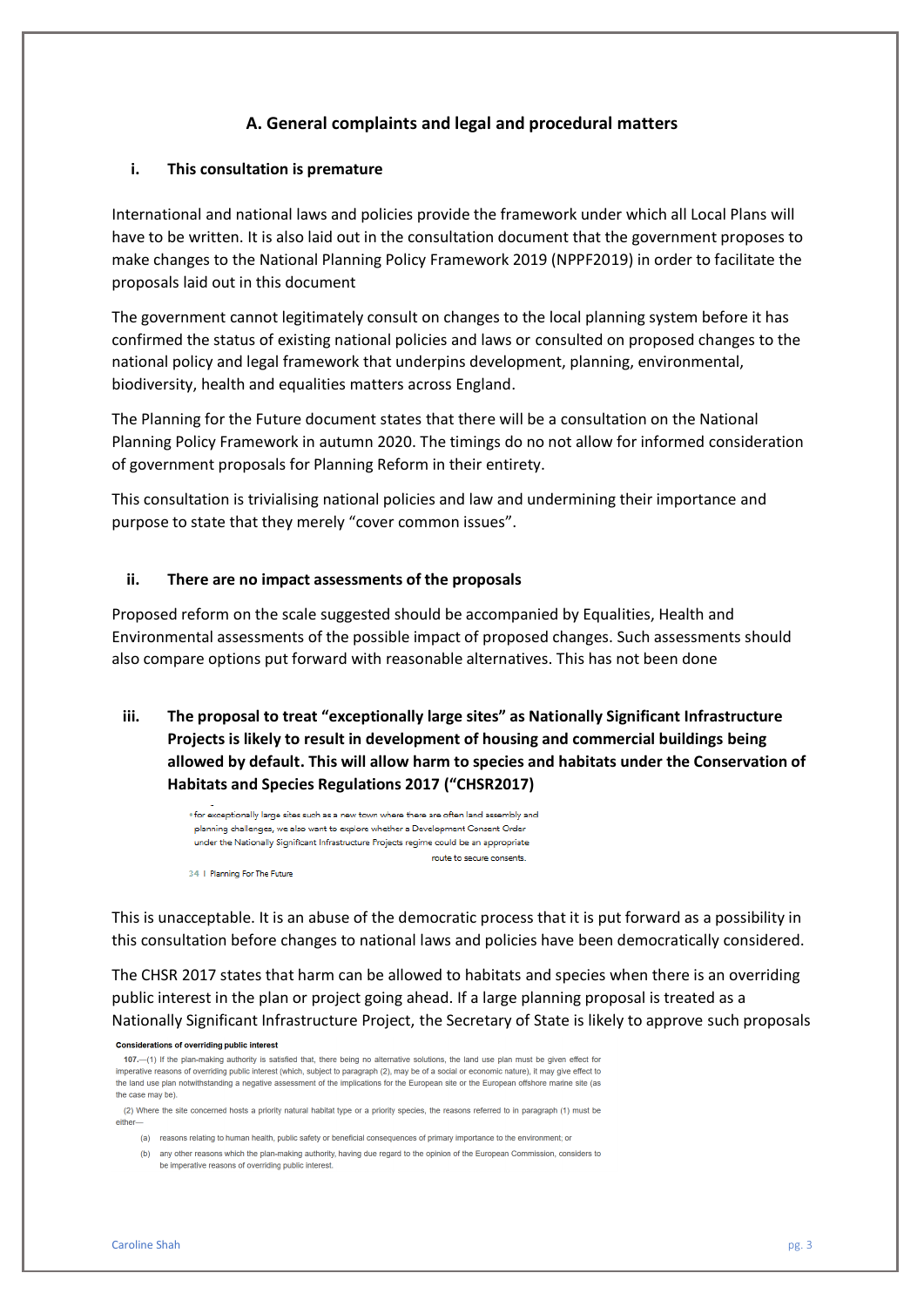## A. General complaints and legal and procedural matters

### i. This consultation is premature

International and national laws and policies provide the framework under which all Local Plans will have to be written. It is also laid out in the consultation document that the government proposes to make changes to the National Planning Policy Framework 2019 (NPPF2019) in order to facilitate the proposals laid out in this document

The government cannot legitimately consult on changes to the local planning system before it has confirmed the status of existing national policies and laws or consulted on proposed changes to the national policy and legal framework that underpins development, planning, environmental, biodiversity, health and equalities matters across England.

The Planning for the Future document states that there will be a consultation on the National Planning Policy Framework in autumn 2020. The timings do no not allow for informed consideration of government proposals for Planning Reform in their entirety.

This consultation is trivialising national policies and law and undermining their importance and purpose to state that they merely "cover common issues".

### ii. There are no impact assessments of the proposals

Proposed reform on the scale suggested should be accompanied by Equalities, Health and Environmental assessments of the possible impact of proposed changes. Such assessments should also compare options put forward with reasonable alternatives. This has not been done

### iii. The proposal to treat "exceptionally large sites" as Nationally Significant Infrastructure Projects is likely to result in development of housing and commercial buildings being allowed by default. This will allow harm to species and habitats under the Conservation of Habitats and Species Regulations 2017 ("CHSR2017)

> • for exceptionally large sites such as a new town where there are often land assembly and planning challenges, we also want to explore whether a Development Consent Order under the Nationally Significant Infrastructure Projects regime could be an appropriate route to secure consents.
>
> 34 | Planning For The Future

This is unacceptable. It is an abuse of the democratic process that it is put forward as a possibility in this consultation before changes to national laws and policies have been democratically considered.

The CHSR 2017 states that harm can be allowed to habitats and species when there is an overriding public interest in the plan or project going ahead. If a large planning proposal is treated as a Nationally Significant Infrastructure Project, the Secretary of State is likely to approve such proposals

> **Considerations of overriding public interest**
>
> **107.**—(1) If the plan-making authority is satisfied that, there being no alternative solutions, the land use plan must be given effect for imperative reasons of overriding public interest (which, subject to paragraph (2), may be of a social or economic nature), it may give effect to the land use plan notwithstanding a negative assessment of the implications for the European site or the European offshore marine site (as the case may be).
>
> (2) Where the site concerned hosts a priority natural habitat type or a priority species, the reasons referred to in paragraph (1) must be either—
>
> (a) reasons relating to human health, public safety or beneficial consequences of primary importance to the environment; or
>
> (b) any other reasons which the plan-making authority, having due regard to the opinion of the European Commission, considers to be imperative reasons of overriding public interest.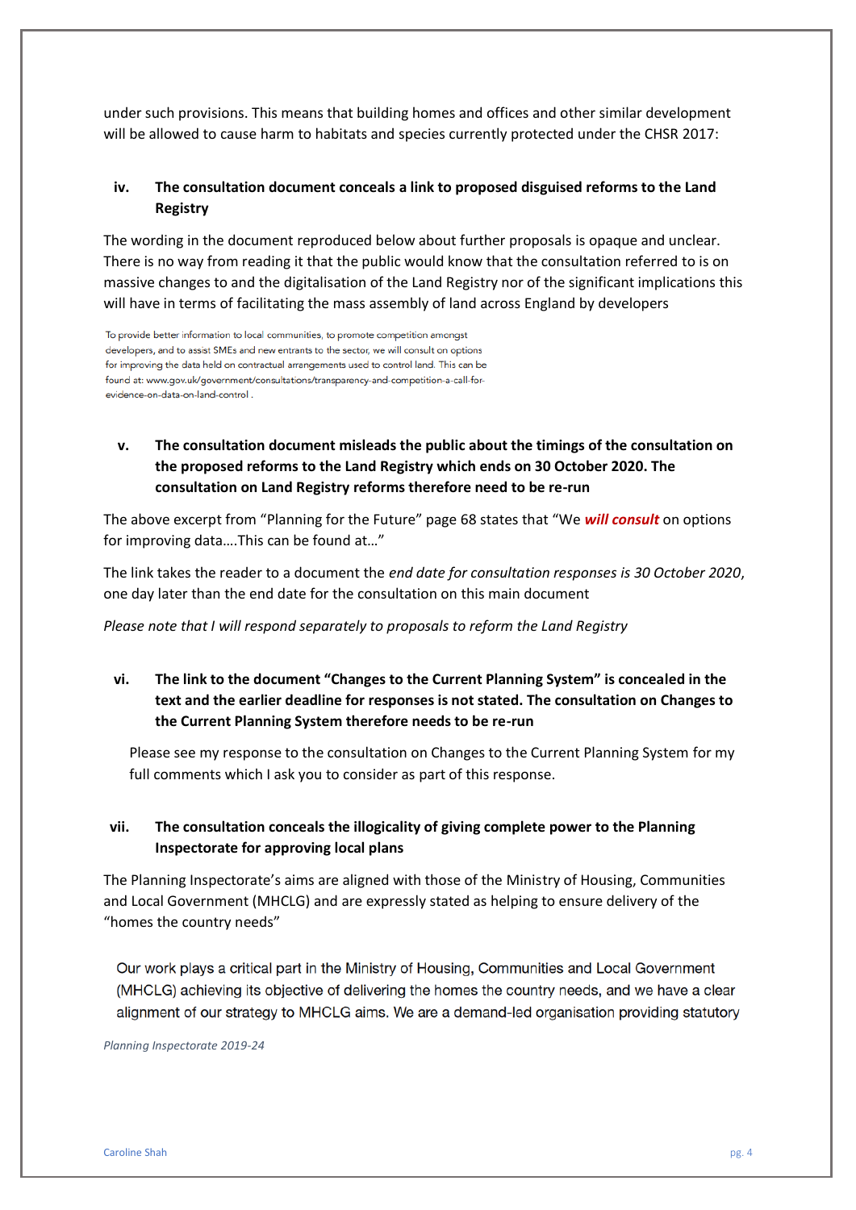under such provisions. This means that building homes and offices and other similar development will be allowed to cause harm to habitats and species currently protected under the CHSR 2017:

### iv. The consultation document conceals a link to proposed disguised reforms to the Land Registry

The wording in the document reproduced below about further proposals is opaque and unclear. There is no way from reading it that the public would know that the consultation referred to is on massive changes to and the digitalisation of the Land Registry nor of the significant implications this will have in terms of facilitating the mass assembly of land across England by developers

> To provide better information to local communities, to promote competition amongst developers, and to assist SMEs and new entrants to the sector, we will consult on options for improving the data held on contractual arrangements used to control land. This can be found at: www.gov.uk/government/consultations/transparency-and-competition-a-call-for-evidence-on-data-on-land-control .

### v. The consultation document misleads the public about the timings of the consultation on the proposed reforms to the Land Registry which ends on 30 October 2020. The consultation on Land Registry reforms therefore need to be re-run

The above excerpt from "Planning for the Future" page 68 states that "We ***will consult*** on options for improving data….This can be found at…"

The link takes the reader to a document the *end date for consultation responses is 30 October 2020*, one day later than the end date for the consultation on this main document

*Please note that I will respond separately to proposals to reform the Land Registry*

### vi. The link to the document "Changes to the Current Planning System" is concealed in the text and the earlier deadline for responses is not stated. The consultation on Changes to the Current Planning System therefore needs to be re-run

Please see my response to the consultation on Changes to the Current Planning System for my full comments which I ask you to consider as part of this response.

### vii. The consultation conceals the illogicality of giving complete power to the Planning Inspectorate for approving local plans

The Planning Inspectorate's aims are aligned with those of the Ministry of Housing, Communities and Local Government (MHCLG) and are expressly stated as helping to ensure delivery of the "homes the country needs"

> Our work plays a critical part in the Ministry of Housing, Communities and Local Government (MHCLG) achieving its objective of delivering the homes the country needs, and we have a clear alignment of our strategy to MHCLG aims. We are a demand-led organisation providing statutory

*Planning Inspectorate 2019-24*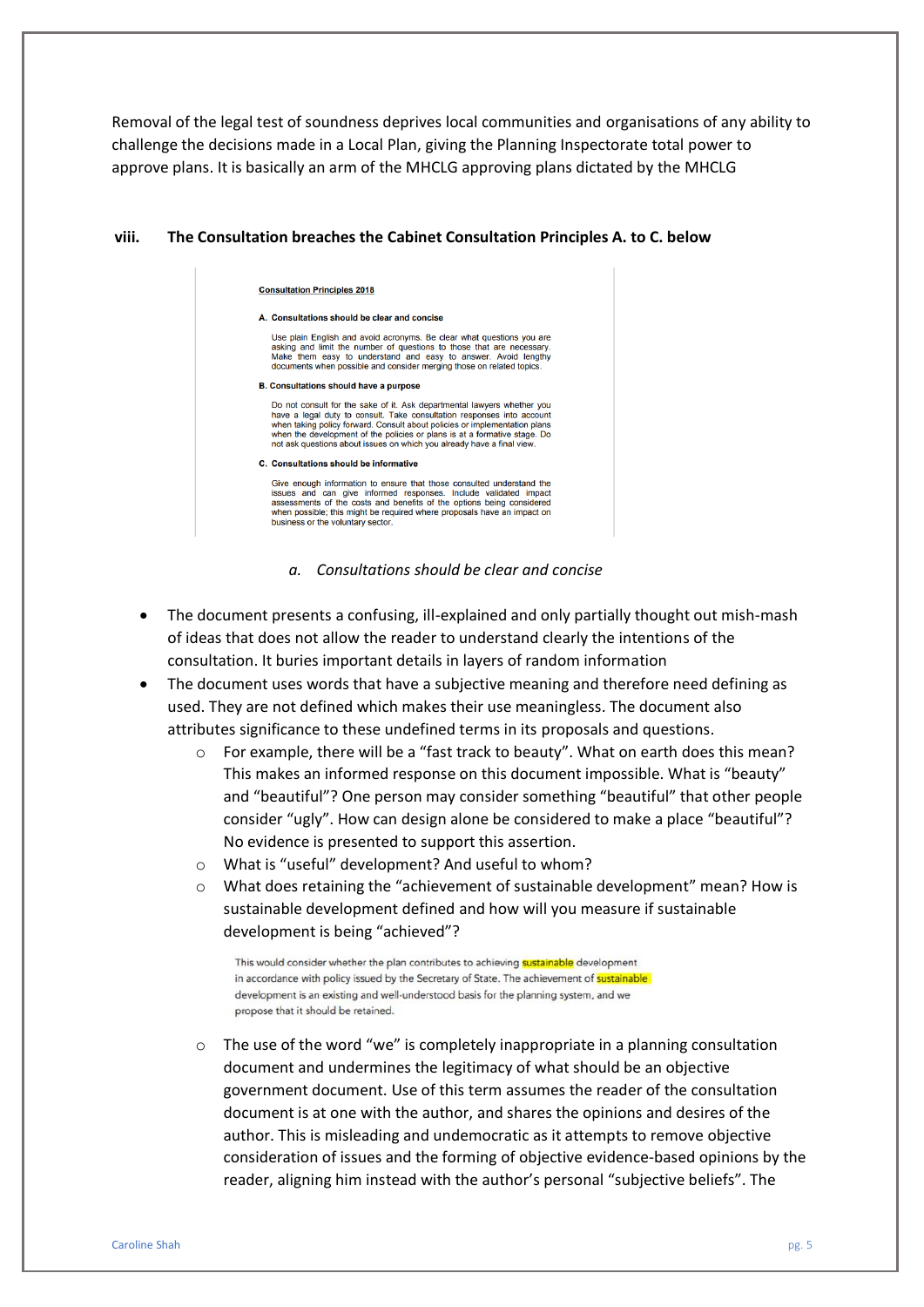Removal of the legal test of soundness deprives local communities and organisations of any ability to challenge the decisions made in a Local Plan, giving the Planning Inspectorate total power to approve plans. It is basically an arm of the MHCLG approving plans dictated by the MHCLG

**viii. The Consultation breaches the Cabinet Consultation Principles A. to C. below**

> **Consultation Principles 2018**
>
> **A. Consultations should be clear and concise**
>
> Use plain English and avoid acronyms. Be clear what questions you are asking and limit the number of questions to those that are necessary. Make them easy to understand and easy to answer. Avoid lengthy documents when possible and consider merging those on related topics.
>
> **B. Consultations should have a purpose**
>
> Do not consult for the sake of it. Ask departmental lawyers whether you have a legal duty to consult. Take consultation responses into account when taking policy forward. Consult about policies or implementation plans when the development of the policies or plans is at a formative stage. Do not ask questions about issues on which you already have a final view.
>
> **C. Consultations should be informative**
>
> Give enough information to ensure that those consulted understand the issues and can give informed responses. Include validated impact assessments of the costs and benefits of the options being considered when possible; this might be required where proposals have an impact on business or the voluntary sector.

*a. Consultations should be clear and concise*

- The document presents a confusing, ill-explained and only partially thought out mish-mash of ideas that does not allow the reader to understand clearly the intentions of the consultation. It buries important details in layers of random information
- The document uses words that have a subjective meaning and therefore need defining as used. They are not defined which makes their use meaningless. The document also attributes significance to these undefined terms in its proposals and questions.
  - For example, there will be a "fast track to beauty". What on earth does this mean? This makes an informed response on this document impossible. What is "beauty" and "beautiful"? One person may consider something "beautiful" that other people consider "ugly". How can design alone be considered to make a place "beautiful"? No evidence is presented to support this assertion.
  - What is "useful" development? And useful to whom?
  - What does retaining the "achievement of sustainable development" mean? How is sustainable development defined and how will you measure if sustainable development is being "achieved"?

    > This would consider whether the plan contributes to achieving sustainable development in accordance with policy issued by the Secretary of State. The achievement of sustainable development is an existing and well-understood basis for the planning system, and we propose that it should be retained.

  - The use of the word "we" is completely inappropriate in a planning consultation document and undermines the legitimacy of what should be an objective government document. Use of this term assumes the reader of the consultation document is at one with the author, and shares the opinions and desires of the author. This is misleading and undemocratic as it attempts to remove objective consideration of issues and the forming of objective evidence-based opinions by the reader, aligning him instead with the author's personal "subjective beliefs". The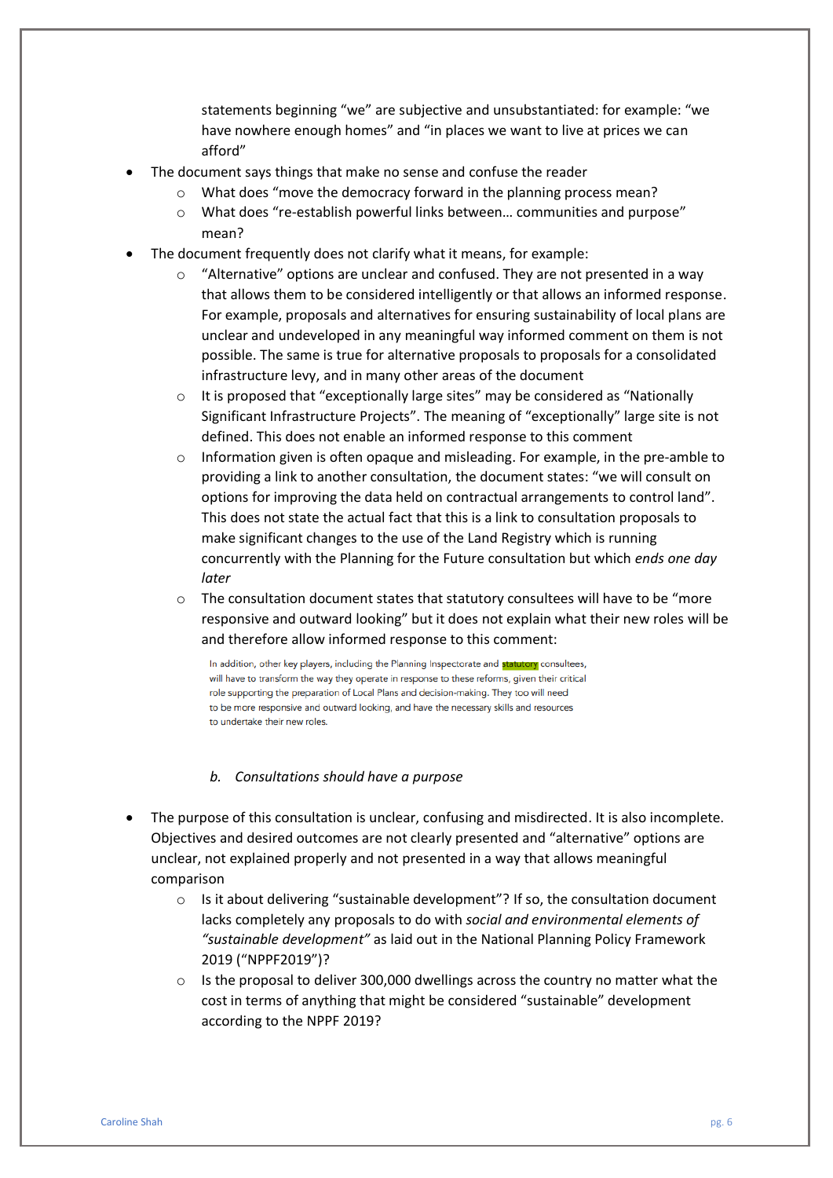statements beginning "we" are subjective and unsubstantiated: for example: "we have nowhere enough homes" and "in places we want to live at prices we can afford"

- The document says things that make no sense and confuse the reader
    - What does "move the democracy forward in the planning process mean?
    - What does "re-establish powerful links between… communities and purpose" mean?
- The document frequently does not clarify what it means, for example:
    - "Alternative" options are unclear and confused. They are not presented in a way that allows them to be considered intelligently or that allows an informed response. For example, proposals and alternatives for ensuring sustainability of local plans are unclear and undeveloped in any meaningful way informed comment on them is not possible. The same is true for alternative proposals to proposals for a consolidated infrastructure levy, and in many other areas of the document
    - It is proposed that "exceptionally large sites" may be considered as "Nationally Significant Infrastructure Projects". The meaning of "exceptionally" large site is not defined. This does not enable an informed response to this comment
    - Information given is often opaque and misleading. For example, in the pre-amble to providing a link to another consultation, the document states: "we will consult on options for improving the data held on contractual arrangements to control land". This does not state the actual fact that this is a link to consultation proposals to make significant changes to the use of the Land Registry which is running concurrently with the Planning for the Future consultation but which *ends one day later*
    - The consultation document states that statutory consultees will have to be "more responsive and outward looking" but it does not explain what their new roles will be and therefore allow informed response to this comment:

      > In addition, other key players, including the Planning Inspectorate and statutory consultees, will have to transform the way they operate in response to these reforms, given their critical role supporting the preparation of Local Plans and decision-making. They too will need to be more responsive and outward looking, and have the necessary skills and resources to undertake their new roles.

*b. Consultations should have a purpose*

- The purpose of this consultation is unclear, confusing and misdirected. It is also incomplete. Objectives and desired outcomes are not clearly presented and "alternative" options are unclear, not explained properly and not presented in a way that allows meaningful comparison
    - Is it about delivering "sustainable development"? If so, the consultation document lacks completely any proposals to do with *social and environmental elements of "sustainable development"* as laid out in the National Planning Policy Framework 2019 ("NPPF2019")?
    - Is the proposal to deliver 300,000 dwellings across the country no matter what the cost in terms of anything that might be considered "sustainable" development according to the NPPF 2019?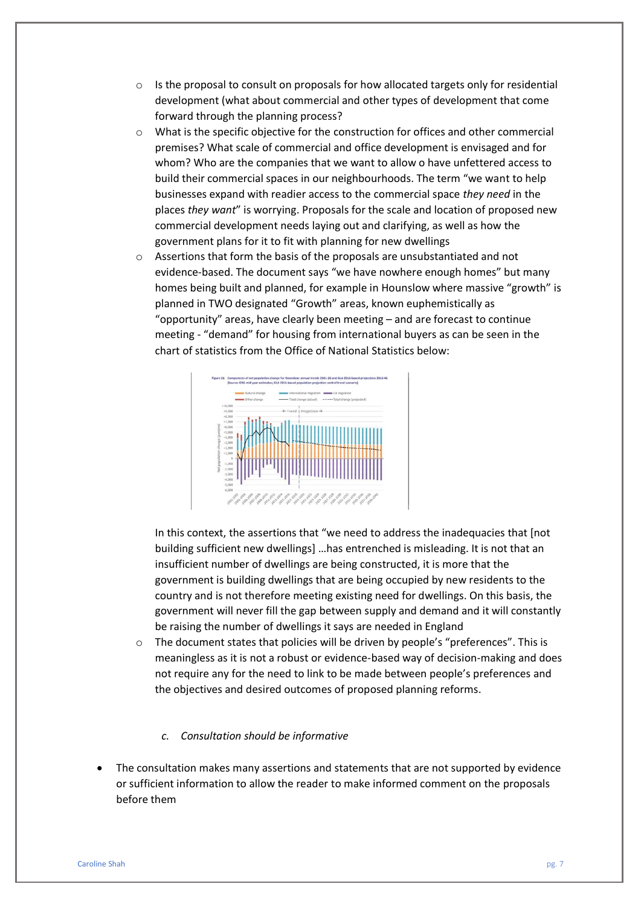- Is the proposal to consult on proposals for how allocated targets only for residential development (what about commercial and other types of development that come forward through the planning process?
- What is the specific objective for the construction for offices and other commercial premises? What scale of commercial and office development is envisaged and for whom? Who are the companies that we want to allow o have unfettered access to build their commercial spaces in our neighbourhoods. The term "we want to help businesses expand with readier access to the commercial space *they need* in the places *they want*" is worrying. Proposals for the scale and location of proposed new commercial development needs laying out and clarifying, as well as how the government plans for it to fit with planning for new dwellings
- Assertions that form the basis of the proposals are unsubstantiated and not evidence-based. The document says "we have nowhere enough homes" but many homes being built and planned, for example in Hounslow where massive "growth" is planned in TWO designated "Growth" areas, known euphemistically as "opportunity" areas, have clearly been meeting – and are forecast to continue meeting - "demand" for housing from international buyers as can be seen in the chart of statistics from the Office of National Statistics below:

  In this context, the assertions that "we need to address the inadequacies that [not building sufficient new dwellings] …has entrenched is misleading. It is not that an insufficient number of dwellings are being constructed, it is more that the government is building dwellings that are being occupied by new residents to the country and is not therefore meeting existing need for dwellings. On this basis, the government will never fill the gap between supply and demand and it will constantly be raising the number of dwellings it says are needed in England
- The document states that policies will be driven by people's "preferences". This is meaningless as it is not a robust or evidence-based way of decision-making and does not require any for the need to link to be made between people's preferences and the objectives and desired outcomes of proposed planning reforms.

*c. Consultation should be informative*

- The consultation makes many assertions and statements that are not supported by evidence or sufficient information to allow the reader to make informed comment on the proposals before them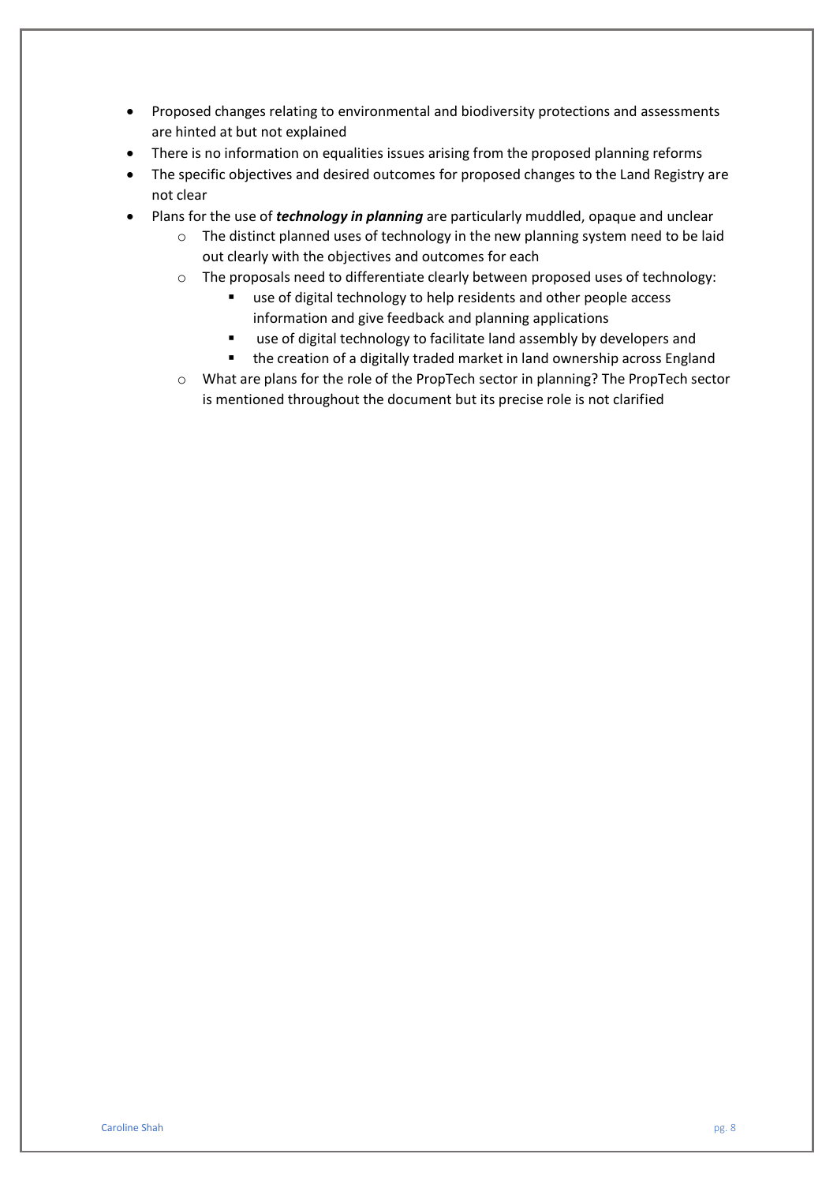- Proposed changes relating to environmental and biodiversity protections and assessments are hinted at but not explained
- There is no information on equalities issues arising from the proposed planning reforms
- The specific objectives and desired outcomes for proposed changes to the Land Registry are not clear
- Plans for the use of ***technology in planning*** are particularly muddled, opaque and unclear
    - The distinct planned uses of technology in the new planning system need to be laid out clearly with the objectives and outcomes for each
    - The proposals need to differentiate clearly between proposed uses of technology:
        - use of digital technology to help residents and other people access information and give feedback and planning applications
        - use of digital technology to facilitate land assembly by developers and
        - the creation of a digitally traded market in land ownership across England
    - What are plans for the role of the PropTech sector in planning? The PropTech sector is mentioned throughout the document but its precise role is not clarified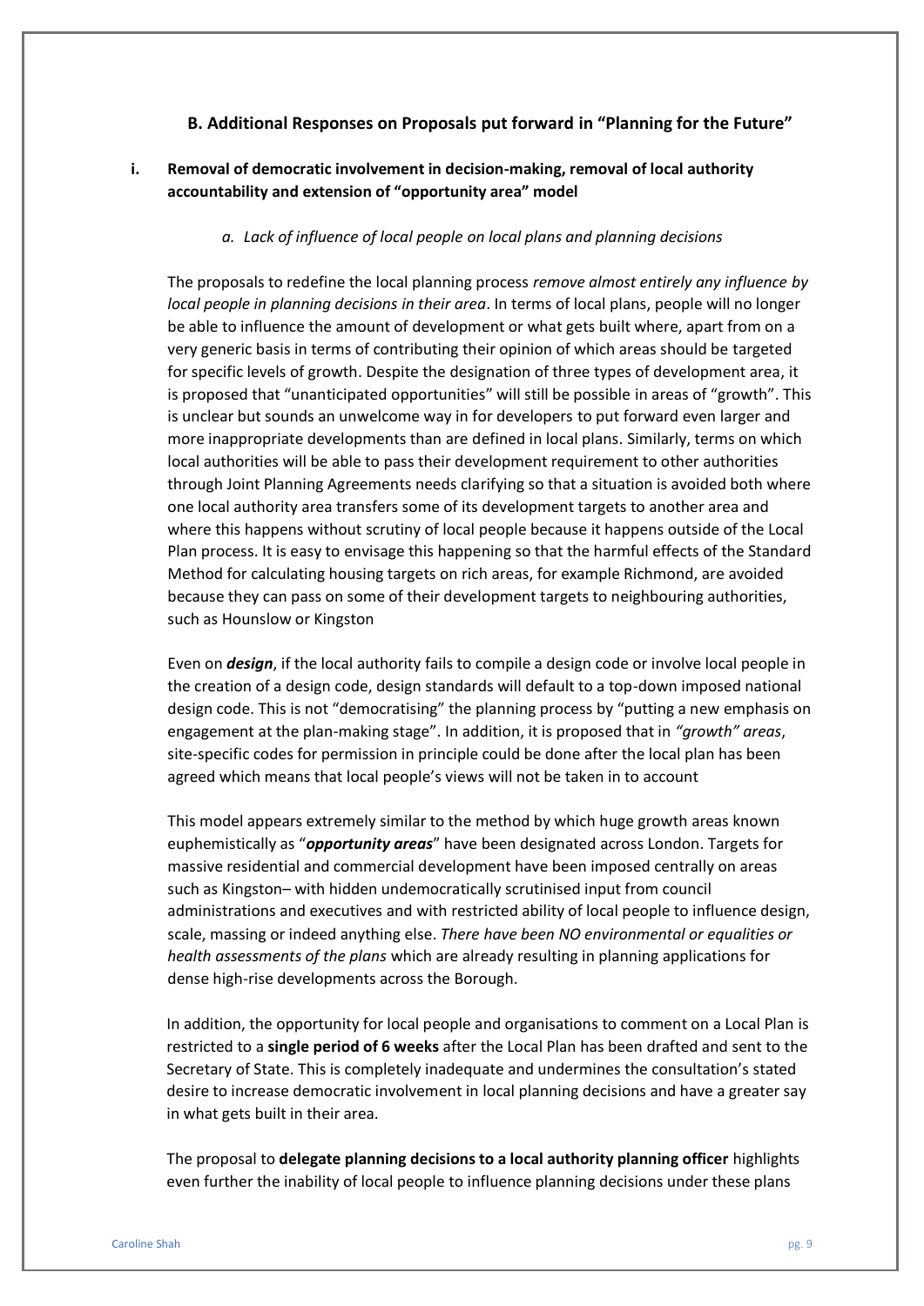## B. Additional Responses on Proposals put forward in "Planning for the Future"

### i. Removal of democratic involvement in decision-making, removal of local authority accountability and extension of "opportunity area" model

#### *a. Lack of influence of local people on local plans and planning decisions*

The proposals to redefine the local planning process *remove almost entirely any influence by local people in planning decisions in their area*. In terms of local plans, people will no longer be able to influence the amount of development or what gets built where, apart from on a very generic basis in terms of contributing their opinion of which areas should be targeted for specific levels of growth. Despite the designation of three types of development area, it is proposed that "unanticipated opportunities" will still be possible in areas of "growth". This is unclear but sounds an unwelcome way in for developers to put forward even larger and more inappropriate developments than are defined in local plans. Similarly, terms on which local authorities will be able to pass their development requirement to other authorities through Joint Planning Agreements needs clarifying so that a situation is avoided both where one local authority area transfers some of its development targets to another area and where this happens without scrutiny of local people because it happens outside of the Local Plan process. It is easy to envisage this happening so that the harmful effects of the Standard Method for calculating housing targets on rich areas, for example Richmond, are avoided because they can pass on some of their development targets to neighbouring authorities, such as Hounslow or Kingston

Even on ***design***, if the local authority fails to compile a design code or involve local people in the creation of a design code, design standards will default to a top-down imposed national design code. This is not "democratising" the planning process by "putting a new emphasis on engagement at the plan-making stage". In addition, it is proposed that in *"growth" areas*, site-specific codes for permission in principle could be done after the local plan has been agreed which means that local people's views will not be taken in to account

This model appears extremely similar to the method by which huge growth areas known euphemistically as "***opportunity areas***" have been designated across London. Targets for massive residential and commercial development have been imposed centrally on areas such as Kingston– with hidden undemocratically scrutinised input from council administrations and executives and with restricted ability of local people to influence design, scale, massing or indeed anything else. *There have been NO environmental or equalities or health assessments of the plans* which are already resulting in planning applications for dense high-rise developments across the Borough.

In addition, the opportunity for local people and organisations to comment on a Local Plan is restricted to a **single period of 6 weeks** after the Local Plan has been drafted and sent to the Secretary of State. This is completely inadequate and undermines the consultation's stated desire to increase democratic involvement in local planning decisions and have a greater say in what gets built in their area.

The proposal to **delegate planning decisions to a local authority planning officer** highlights even further the inability of local people to influence planning decisions under these plans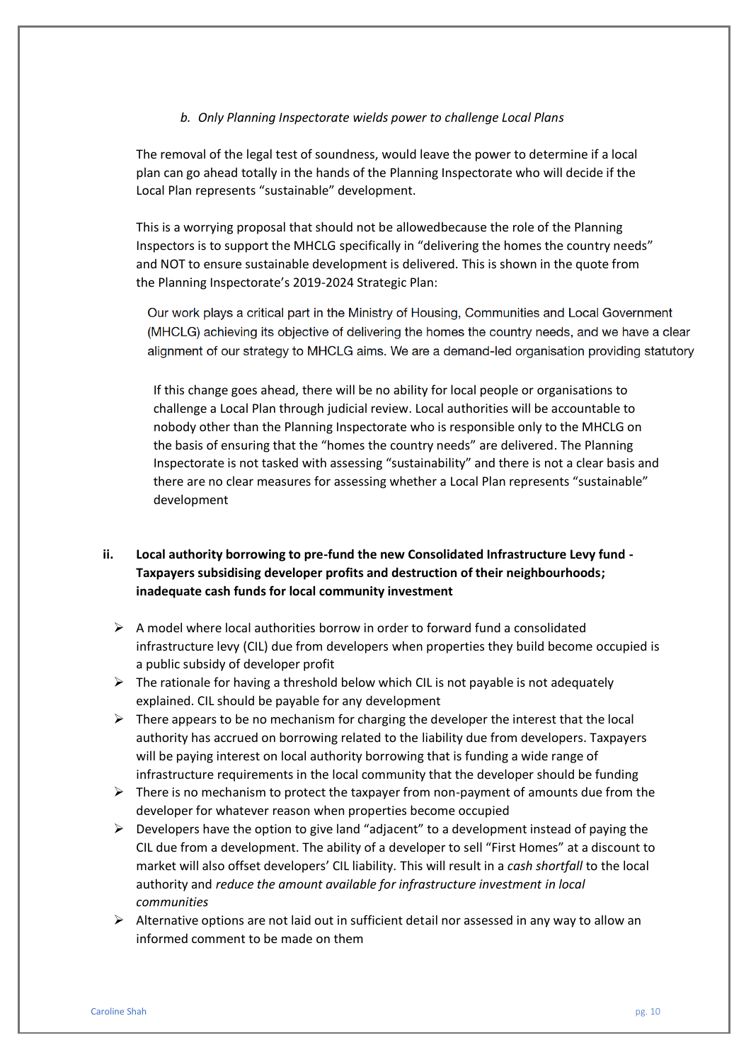*b. Only Planning Inspectorate wields power to challenge Local Plans*

The removal of the legal test of soundness, would leave the power to determine if a local plan can go ahead totally in the hands of the Planning Inspectorate who will decide if the Local Plan represents "sustainable" development.

This is a worrying proposal that should not be allowedbecause the role of the Planning Inspectors is to support the MHCLG specifically in "delivering the homes the country needs" and NOT to ensure sustainable development is delivered. This is shown in the quote from the Planning Inspectorate's 2019-2024 Strategic Plan:

> Our work plays a critical part in the Ministry of Housing, Communities and Local Government (MHCLG) achieving its objective of delivering the homes the country needs, and we have a clear alignment of our strategy to MHCLG aims. We are a demand-led organisation providing statutory

If this change goes ahead, there will be no ability for local people or organisations to challenge a Local Plan through judicial review. Local authorities will be accountable to nobody other than the Planning Inspectorate who is responsible only to the MHCLG on the basis of ensuring that the "homes the country needs" are delivered. The Planning Inspectorate is not tasked with assessing "sustainability" and there is not a clear basis and there are no clear measures for assessing whether a Local Plan represents "sustainable" development

**ii. Local authority borrowing to pre-fund the new Consolidated Infrastructure Levy fund - Taxpayers subsidising developer profits and destruction of their neighbourhoods; inadequate cash funds for local community investment**

- A model where local authorities borrow in order to forward fund a consolidated infrastructure levy (CIL) due from developers when properties they build become occupied is a public subsidy of developer profit
- The rationale for having a threshold below which CIL is not payable is not adequately explained. CIL should be payable for any development
- There appears to be no mechanism for charging the developer the interest that the local authority has accrued on borrowing related to the liability due from developers. Taxpayers will be paying interest on local authority borrowing that is funding a wide range of infrastructure requirements in the local community that the developer should be funding
- There is no mechanism to protect the taxpayer from non-payment of amounts due from the developer for whatever reason when properties become occupied
- Developers have the option to give land "adjacent" to a development instead of paying the CIL due from a development. The ability of a developer to sell "First Homes" at a discount to market will also offset developers' CIL liability. This will result in a *cash shortfall* to the local authority and *reduce the amount available for infrastructure investment in local communities*
- Alternative options are not laid out in sufficient detail nor assessed in any way to allow an informed comment to be made on them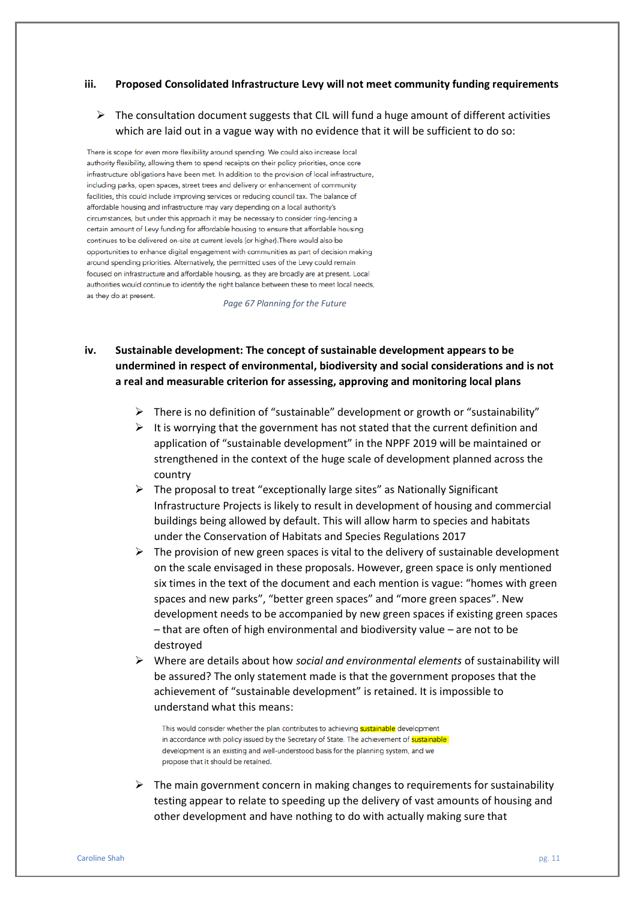**iii. Proposed Consolidated Infrastructure Levy will not meet community funding requirements**

- The consultation document suggests that CIL will fund a huge amount of different activities which are laid out in a vague way with no evidence that it will be sufficient to do so:

> There is scope for even more flexibility around spending. We could also increase local authority flexibility, allowing them to spend receipts on their policy priorities, once core infrastructure obligations have been met. In addition to the provision of local infrastructure, including parks, open spaces, street trees and delivery or enhancement of community facilities, this could include improving services or reducing council tax. The balance of affordable housing and infrastructure may vary depending on a local authority's circumstances, but under this approach it may be necessary to consider ring-fencing a certain amount of Levy funding for affordable housing to ensure that affordable housing continues to be delivered on-site at current levels (or higher).There would also be opportunities to enhance digital engagement with communities as part of decision making around spending priorities. Alternatively, the permitted uses of the Levy could remain focused on infrastructure and affordable housing, as they are broadly are at present. Local authorities would continue to identify the right balance between these to meet local needs, as they do at present.

*Page 67 Planning for the Future*

**iv. Sustainable development: The concept of sustainable development appears to be undermined in respect of environmental, biodiversity and social considerations and is not a real and measurable criterion for assessing, approving and monitoring local plans**

- There is no definition of "sustainable" development or growth or "sustainability"
- It is worrying that the government has not stated that the current definition and application of "sustainable development" in the NPPF 2019 will be maintained or strengthened in the context of the huge scale of development planned across the country
- The proposal to treat "exceptionally large sites" as Nationally Significant Infrastructure Projects is likely to result in development of housing and commercial buildings being allowed by default. This will allow harm to species and habitats under the Conservation of Habitats and Species Regulations 2017
- The provision of new green spaces is vital to the delivery of sustainable development on the scale envisaged in these proposals. However, green space is only mentioned six times in the text of the document and each mention is vague: "homes with green spaces and new parks", "better green spaces" and "more green spaces". New development needs to be accompanied by new green spaces if existing green spaces – that are often of high environmental and biodiversity value – are not to be destroyed
- Where are details about how *social and environmental elements* of sustainability will be assured? The only statement made is that the government proposes that the achievement of "sustainable development" is retained. It is impossible to understand what this means:

> This would consider whether the plan contributes to achieving sustainable development in accordance with policy issued by the Secretary of State. The achievement of sustainable development is an existing and well-understood basis for the planning system, and we propose that it should be retained.

- The main government concern in making changes to requirements for sustainability testing appear to relate to speeding up the delivery of vast amounts of housing and other development and have nothing to do with actually making sure that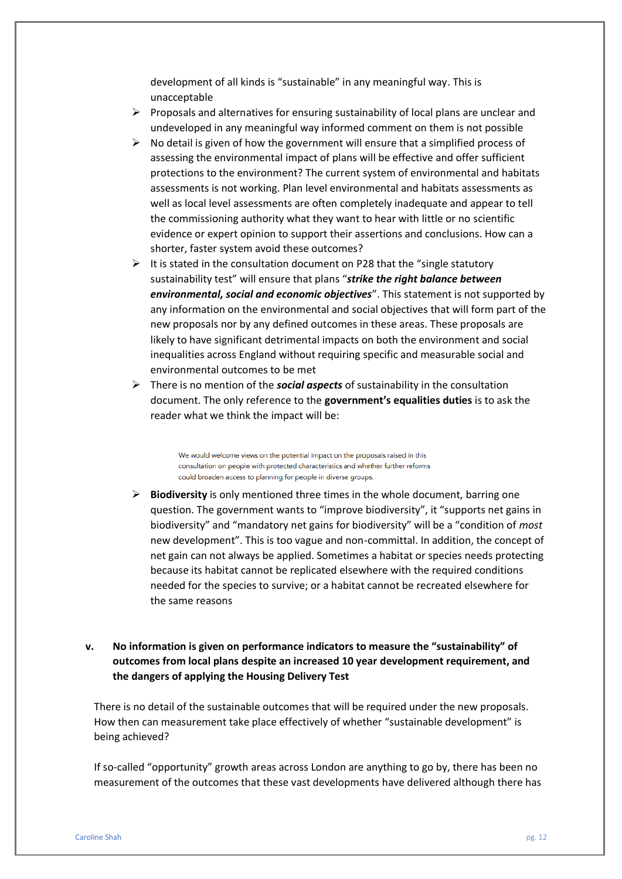development of all kinds is "sustainable" in any meaningful way. This is unacceptable

- Proposals and alternatives for ensuring sustainability of local plans are unclear and undeveloped in any meaningful way informed comment on them is not possible
- No detail is given of how the government will ensure that a simplified process of assessing the environmental impact of plans will be effective and offer sufficient protections to the environment? The current system of environmental and habitats assessments is not working. Plan level environmental and habitats assessments as well as local level assessments are often completely inadequate and appear to tell the commissioning authority what they want to hear with little or no scientific evidence or expert opinion to support their assertions and conclusions. How can a shorter, faster system avoid these outcomes?
- It is stated in the consultation document on P28 that the "single statutory sustainability test" will ensure that plans "***strike the right balance between environmental, social and economic objectives***". This statement is not supported by any information on the environmental and social objectives that will form part of the new proposals nor by any defined outcomes in these areas. These proposals are likely to have significant detrimental impacts on both the environment and social inequalities across England without requiring specific and measurable social and environmental outcomes to be met
- There is no mention of the ***social aspects*** of sustainability in the consultation document. The only reference to the **government's equalities duties** is to ask the reader what we think the impact will be:

  > We would welcome views on the potential impact on the proposals raised in this consultation on people with protected characteristics and whether further reforms could broaden access to planning for people in diverse groups.

- **Biodiversity** is only mentioned three times in the whole document, barring one question. The government wants to "improve biodiversity", it "supports net gains in biodiversity" and "mandatory net gains for biodiversity" will be a "condition of *most* new development". This is too vague and non-committal. In addition, the concept of net gain can not always be applied. Sometimes a habitat or species needs protecting because its habitat cannot be replicated elsewhere with the required conditions needed for the species to survive; or a habitat cannot be recreated elsewhere for the same reasons

**v. No information is given on performance indicators to measure the "sustainability" of outcomes from local plans despite an increased 10 year development requirement, and the dangers of applying the Housing Delivery Test**

There is no detail of the sustainable outcomes that will be required under the new proposals. How then can measurement take place effectively of whether "sustainable development" is being achieved?

If so-called "opportunity" growth areas across London are anything to go by, there has been no measurement of the outcomes that these vast developments have delivered although there has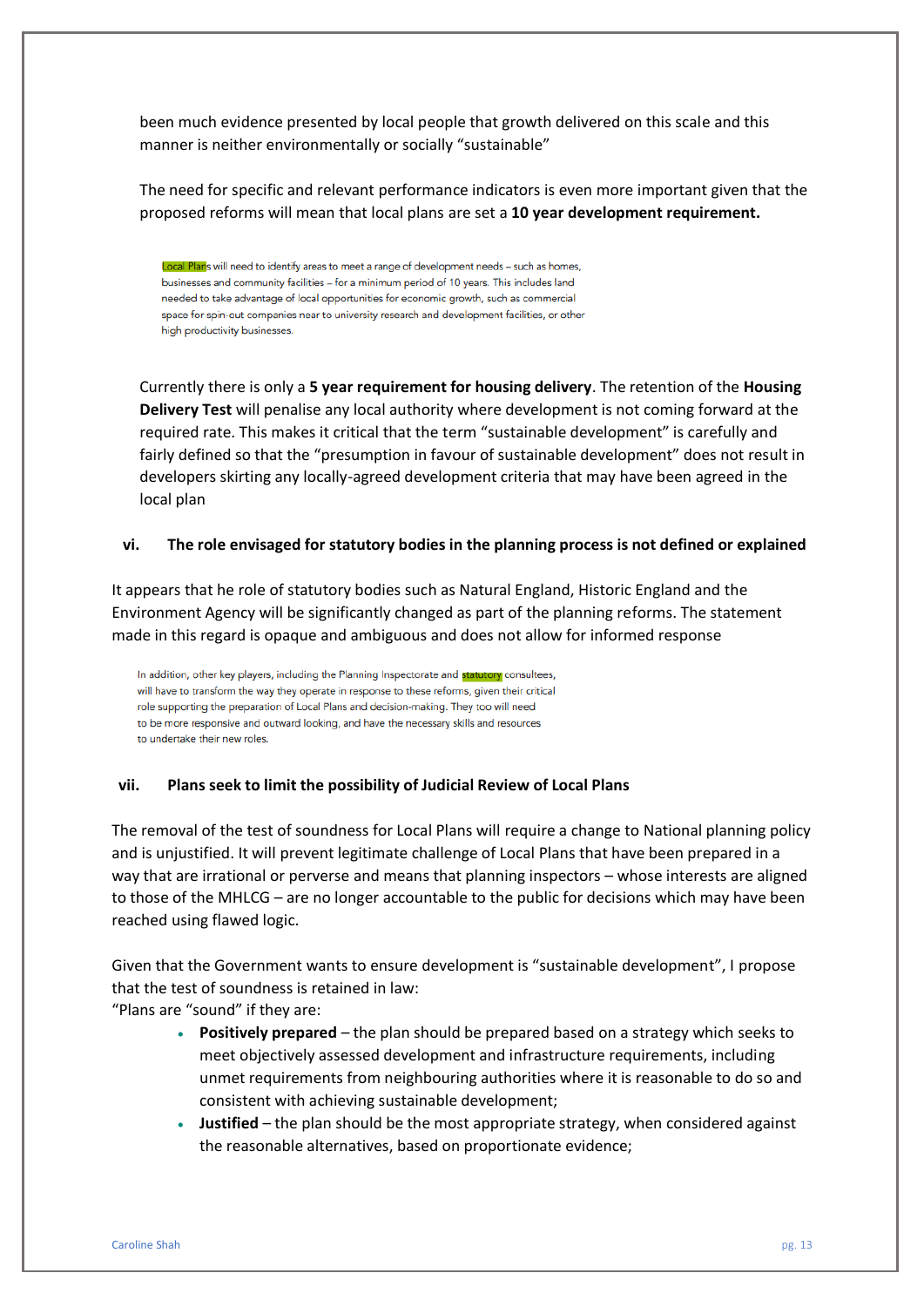been much evidence presented by local people that growth delivered on this scale and this manner is neither environmentally or socially "sustainable"

The need for specific and relevant performance indicators is even more important given that the proposed reforms will mean that local plans are set a **10 year development requirement.**

> Local Plans will need to identify areas to meet a range of development needs – such as homes, businesses and community facilities – for a minimum period of 10 years. This includes land needed to take advantage of local opportunities for economic growth, such as commercial space for spin-out companies near to university research and development facilities, or other high productivity businesses.

Currently there is only a **5 year requirement for housing delivery**. The retention of the **Housing Delivery Test** will penalise any local authority where development is not coming forward at the required rate. This makes it critical that the term "sustainable development" is carefully and fairly defined so that the "presumption in favour of sustainable development" does not result in developers skirting any locally-agreed development criteria that may have been agreed in the local plan

### vi. The role envisaged for statutory bodies in the planning process is not defined or explained

It appears that he role of statutory bodies such as Natural England, Historic England and the Environment Agency will be significantly changed as part of the planning reforms. The statement made in this regard is opaque and ambiguous and does not allow for informed response

> In addition, other key players, including the Planning Inspectorate and statutory consultees, will have to transform the way they operate in response to these reforms, given their critical role supporting the preparation of Local Plans and decision-making. They too will need to be more responsive and outward looking, and have the necessary skills and resources to undertake their new roles.

### vii. Plans seek to limit the possibility of Judicial Review of Local Plans

The removal of the test of soundness for Local Plans will require a change to National planning policy and is unjustified. It will prevent legitimate challenge of Local Plans that have been prepared in a way that are irrational or perverse and means that planning inspectors – whose interests are aligned to those of the MHLCG – are no longer accountable to the public for decisions which may have been reached using flawed logic.

Given that the Government wants to ensure development is "sustainable development", I propose that the test of soundness is retained in law:
"Plans are "sound" if they are:

- **Positively prepared** – the plan should be prepared based on a strategy which seeks to meet objectively assessed development and infrastructure requirements, including unmet requirements from neighbouring authorities where it is reasonable to do so and consistent with achieving sustainable development;
- **Justified** – the plan should be the most appropriate strategy, when considered against the reasonable alternatives, based on proportionate evidence;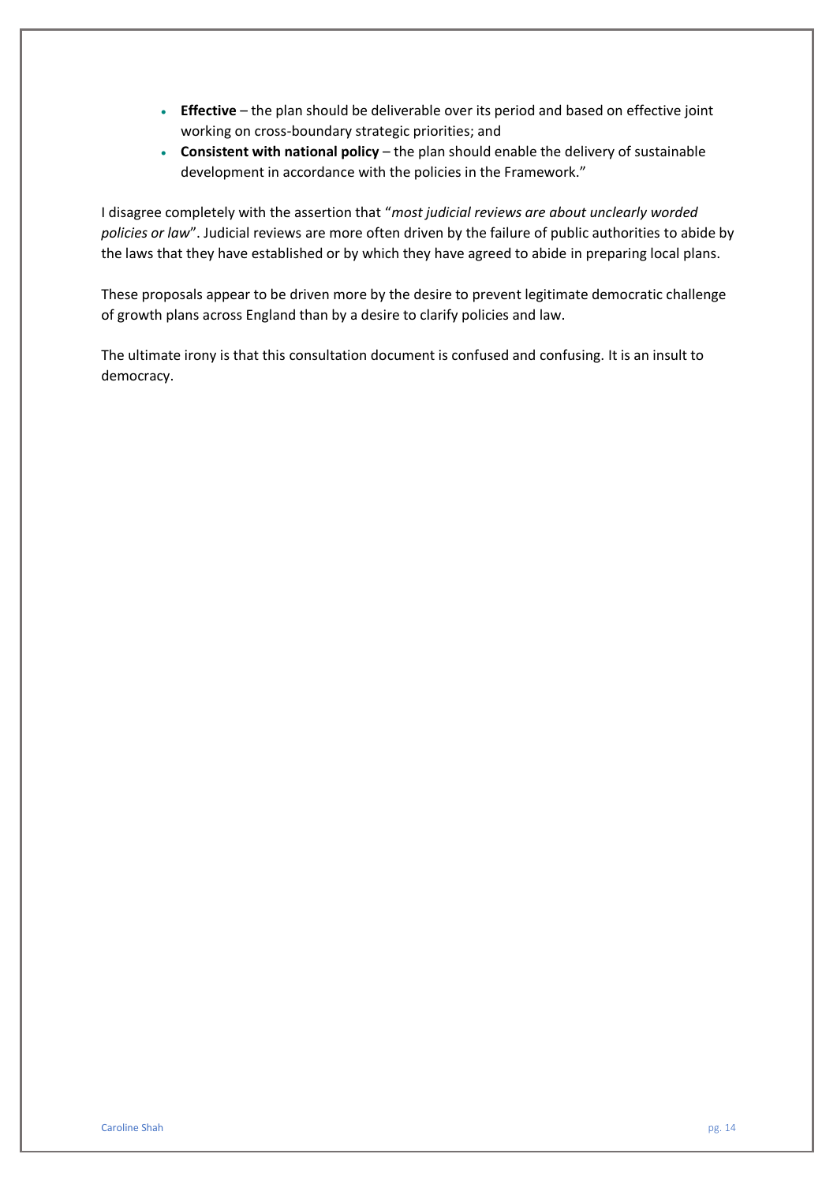- **Effective** – the plan should be deliverable over its period and based on effective joint working on cross-boundary strategic priorities; and
- **Consistent with national policy** – the plan should enable the delivery of sustainable development in accordance with the policies in the Framework."

I disagree completely with the assertion that "*most judicial reviews are about unclearly worded policies or law*". Judicial reviews are more often driven by the failure of public authorities to abide by the laws that they have established or by which they have agreed to abide in preparing local plans.

These proposals appear to be driven more by the desire to prevent legitimate democratic challenge of growth plans across England than by a desire to clarify policies and law.

The ultimate irony is that this consultation document is confused and confusing. It is an insult to democracy.